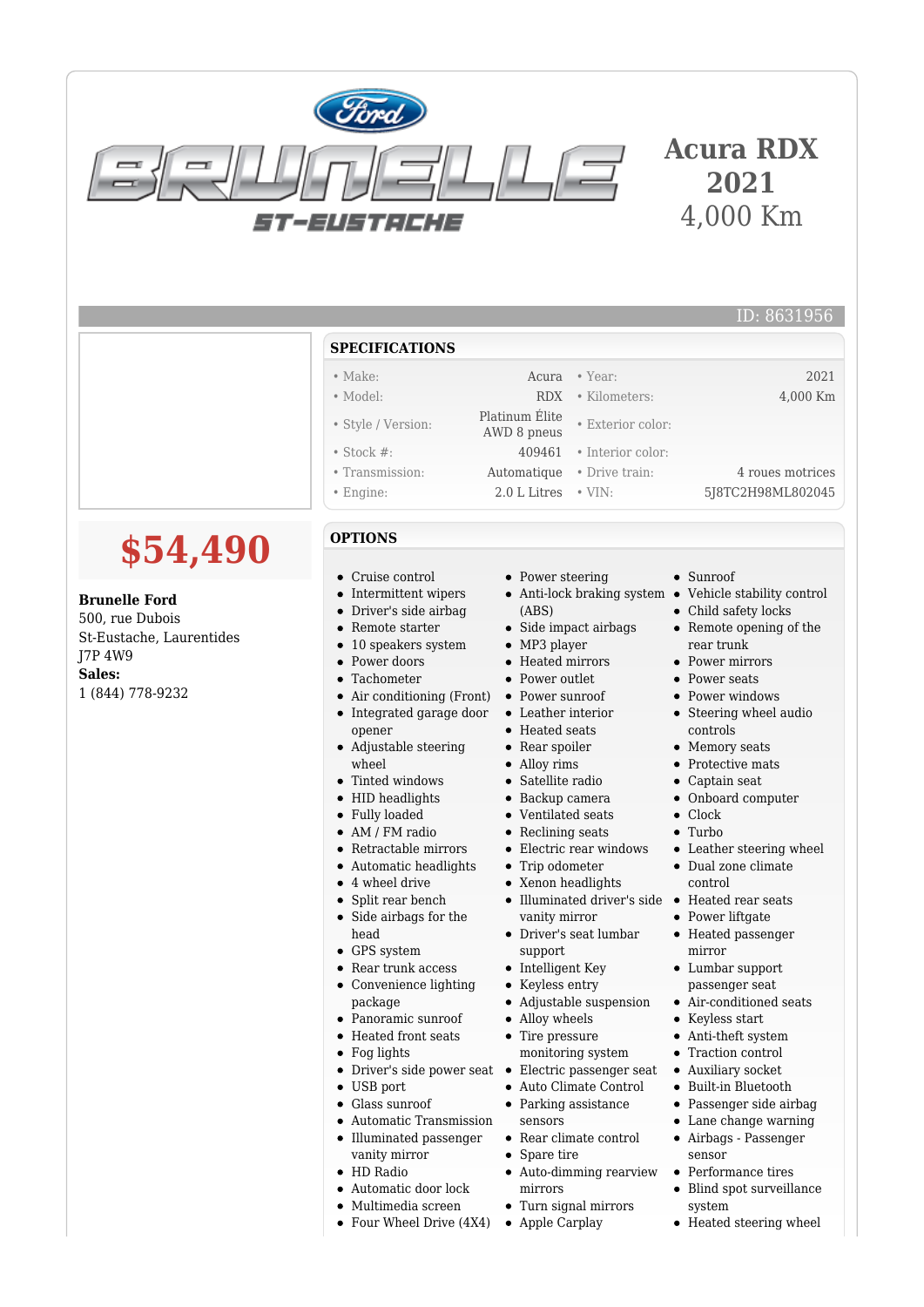# Acura RDX 2021

4,000 Km

ID: 8631956

## SPECIFICATIONS

| | | | |
|---|---|---|---|
| Make: | Acura | Year: | 2021 |
| Model: | RDX | Kilometers: | 4,000 Km |
| Style / Version: | Platinum Élite AWD 8 pneus | Exterior color: | |
| Stock #: | 409461 | Interior color: | |
| Transmission: | Automatique | Drive train: | 4 roues motrices |
| Engine: | 2.0 L Litres | VIN: | 5J8TC2H98ML802045 |

**$54,490**

**Brunelle Ford**
500, rue Dubois
St-Eustache, Laurentides
J7P 4W9
**Sales:**
1 (844) 778-9232

## OPTIONS

- Cruise control
- Intermittent wipers
- Driver's side airbag
- Remote starter
- 10 speakers system
- Power doors
- Tachometer
- Air conditioning (Front)
- Integrated garage door opener
- Adjustable steering wheel
- Tinted windows
- HID headlights
- Fully loaded
- AM / FM radio
- Retractable mirrors
- Automatic headlights
- 4 wheel drive
- Split rear bench
- Side airbags for the head
- GPS system
- Rear trunk access
- Convenience lighting package
- Panoramic sunroof
- Heated front seats
- Fog lights
- Driver's side power seat
- USB port
- Glass sunroof
- Automatic Transmission
- Illuminated passenger vanity mirror
- HD Radio
- Automatic door lock
- Multimedia screen
- Four Wheel Drive (4X4)
- Power steering
- Anti-lock braking system (ABS)
- Side impact airbags
- MP3 player
- Heated mirrors
- Power outlet
- Power sunroof
- Leather interior
- Heated seats
- Rear spoiler
- Alloy rims
- Satellite radio
- Backup camera
- Ventilated seats
- Reclining seats
- Electric rear windows
- Trip odometer
- Xenon headlights
- Illuminated driver's side vanity mirror
- Driver's seat lumbar support
- Intelligent Key
- Keyless entry
- Adjustable suspension
- Alloy wheels
- Tire pressure monitoring system
- Electric passenger seat
- Auto Climate Control
- Parking assistance sensors
- Rear climate control
- Spare tire
- Auto-dimming rearview mirrors
- Turn signal mirrors
- Apple Carplay
- Sunroof
- Vehicle stability control
- Child safety locks
- Remote opening of the rear trunk
- Power mirrors
- Power seats
- Power windows
- Steering wheel audio controls
- Memory seats
- Protective mats
- Captain seat
- Onboard computer
- Clock
- Turbo
- Leather steering wheel
- Dual zone climate control
- Heated rear seats
- Power liftgate
- Heated passenger mirror
- Lumbar support passenger seat
- Air-conditioned seats
- Keyless start
- Anti-theft system
- Traction control
- Auxiliary socket
- Built-in Bluetooth
- Passenger side airbag
- Lane change warning
- Airbags - Passenger sensor
- Performance tires
- Blind spot surveillance system
- Heated steering wheel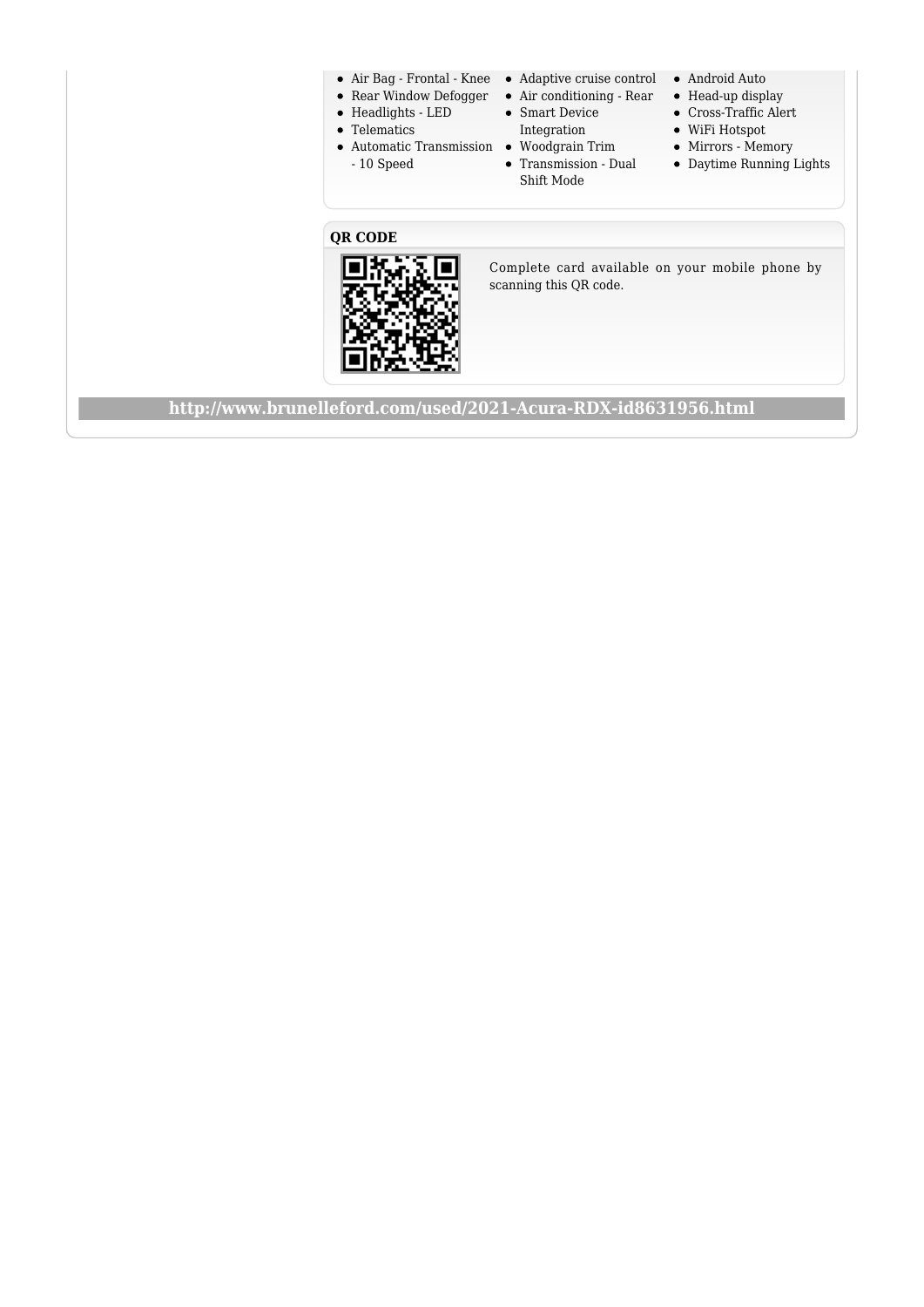- Air Bag - Frontal - Knee
- Rear Window Defogger
- Headlights - LED
- Telematics
- Automatic Transmission - 10 Speed
- Adaptive cruise control
- Air conditioning - Rear
- Smart Device Integration
- Woodgrain Trim
- Transmission - Dual Shift Mode
- Android Auto
- Head-up display
- Cross-Traffic Alert
- WiFi Hotspot
- Mirrors - Memory
- Daytime Running Lights

**QR CODE**

Complete card available on your mobile phone by scanning this QR code.

**http://www.brunelleford.com/used/2021-Acura-RDX-id8631956.html**